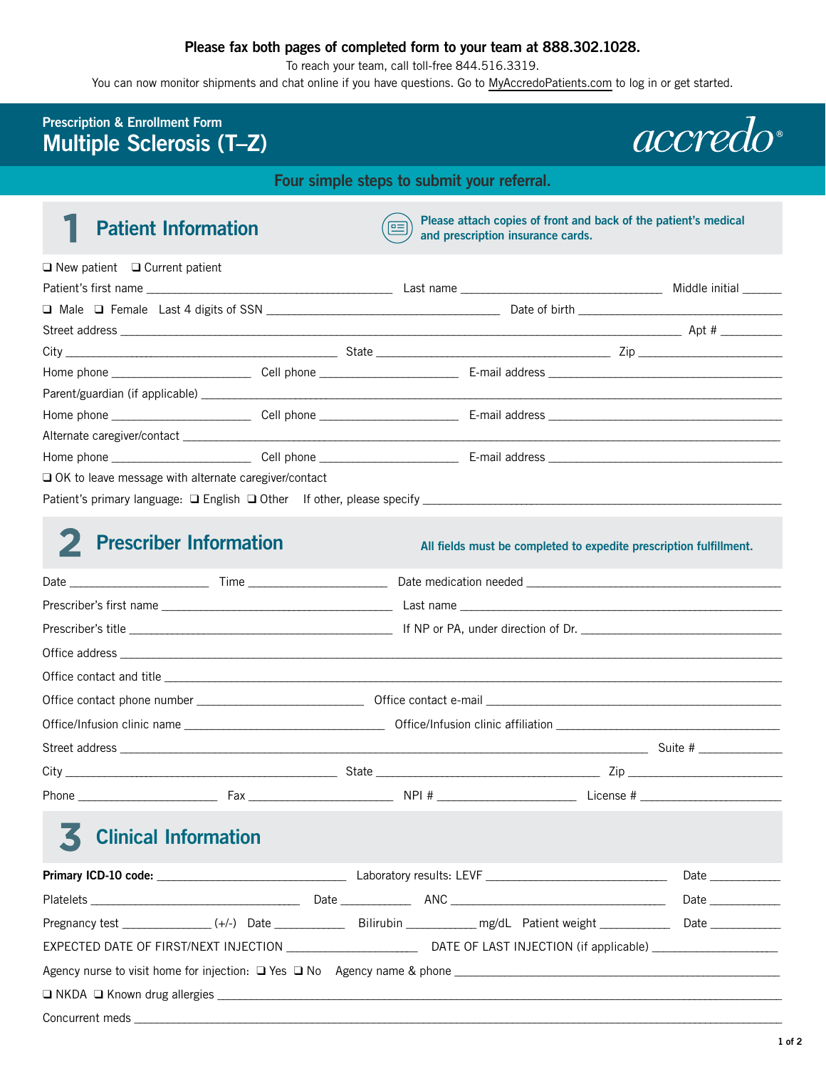**Please fax both pages of completed form to your team at 888.302.1028.**

To reach your team, call toll-free 844.516.3319.

You can now monitor shipments and chat online if you have questions. Go to MyAccredoPatients.com to log in or get started.

Prescription & Enrollment Form

# Multiple Sclerosis (T–Z)

accredo®

**Four simple steps to submit your referral.**

## 1 Patient Information

**Please attach copies of front and back of the patient's medical and prescription insurance cards.**

❑ New patient ❑ Current patient

Patient's first name ______________________ Last name ______________________ Middle initial ______

❑ Male ❑ Female Last 4 digits of SSN ______________________ Date of birth ______________________

Street address ____________________________________________ Apt # __________

City ______________________ State ______________________ Zip ______________________

Home phone ______________ Cell phone ______________ E-mail address ______________________

Parent/guardian (if applicable) ____________________________________________

Home phone ______________ Cell phone ______________ E-mail address ______________________

Alternate caregiver/contact ____________________________________________

Home phone ______________ Cell phone ______________ E-mail address ______________________

❑ OK to leave message with alternate caregiver/contact

Patient's primary language: ❑ English ❑ Other If other, please specify ______________________

## 2 Prescriber Information

**All fields must be completed to expedite prescription fulfillment.**

Date ______________ Time ______________ Date medication needed ______________________

Prescriber's first name ______________________ Last name ______________________

Prescriber's title ______________________ If NP or PA, under direction of Dr. ______________________

Office address ____________________________________________

Office contact and title ____________________________________________

Office contact phone number ______________________ Office contact e-mail ______________________

Office/Infusion clinic name ______________________ Office/Infusion clinic affiliation ______________________

Street address ____________________________________________ Suite # ____________

City ______________________ State ______________________ Zip ______________________

Phone ______________ Fax ______________ NPI # ______________ License # ______________

## 3 Clinical Information

**Primary ICD-10 code:** ______________________ Laboratory results: LEVF ______________________ Date ___________

Platelets ______________________ Date ___________ ANC ______________________ Date ___________

Pregnancy test ______________ (+/-) Date ___________ Bilirubin ___________ mg/dL Patient weight ___________ Date ___________

EXPECTED DATE OF FIRST/NEXT INJECTION ______________________ DATE OF LAST INJECTION (if applicable) ______________________

Agency nurse to visit home for injection: ❑ Yes ❑ No Agency name & phone ______________________

❑ NKDA ❑ Known drug allergies ____________________________________________

Concurrent meds ____________________________________________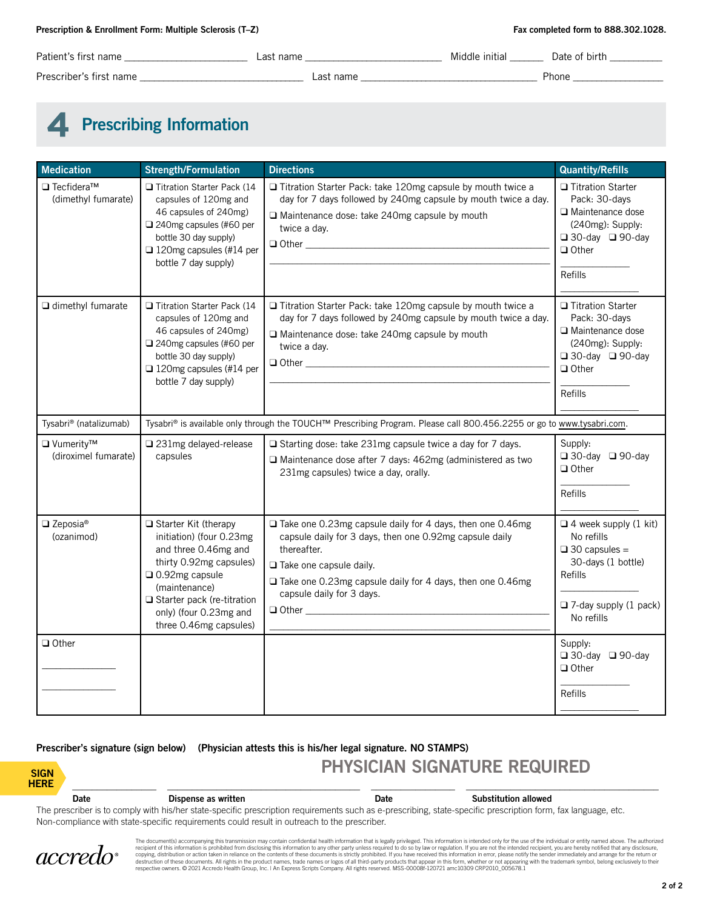Prescription & Enrollment Form: Multiple Sclerosis (T–Z)

Fax completed form to 888.302.1028.

Patient's first name ______________________ Last name ________________________ Middle initial ______ Date of birth _________

Prescriber's first name ______________________________ Last name ________________________________ Phone ________________

# 4 Prescribing Information

| Medication | Strength/Formulation | Directions | Quantity/Refills |
|---|---|---|---|
| ❑ Tecfidera™ (dimethyl fumarate) | ❑ Titration Starter Pack (14 capsules of 120mg and 46 capsules of 240mg)<br>❑ 240mg capsules (#60 per bottle 30 day supply)<br>❑ 120mg capsules (#14 per bottle 7 day supply) | ❑ Titration Starter Pack: take 120mg capsule by mouth twice a day for 7 days followed by 240mg capsule by mouth twice a day.<br>❑ Maintenance dose: take 240mg capsule by mouth twice a day.<br>❑ Other ________________ | ❑ Titration Starter Pack: 30-days<br>❑ Maintenance dose (240mg): Supply:<br>❑ 30-day ❑ 90-day<br>❑ Other ________<br>Refills ________ |
| ❑ dimethyl fumarate | ❑ Titration Starter Pack (14 capsules of 120mg and 46 capsules of 240mg)<br>❑ 240mg capsules (#60 per bottle 30 day supply)<br>❑ 120mg capsules (#14 per bottle 7 day supply) | ❑ Titration Starter Pack: take 120mg capsule by mouth twice a day for 7 days followed by 240mg capsule by mouth twice a day.<br>❑ Maintenance dose: take 240mg capsule by mouth twice a day.<br>❑ Other ________________ | ❑ Titration Starter Pack: 30-days<br>❑ Maintenance dose (240mg): Supply:<br>❑ 30-day ❑ 90-day<br>❑ Other ________<br>Refills ________ |
| Tysabri® (natalizumab) | Tysabri® is available only through the TOUCH™ Prescribing Program. Please call 800.456.2255 or go to www.tysabri.com. | | |
| ❑ Vumerity™ (diroximel fumarate) | ❑ 231mg delayed-release capsules | ❑ Starting dose: take 231mg capsule twice a day for 7 days.<br>❑ Maintenance dose after 7 days: 462mg (administered as two 231mg capsules) twice a day, orally. | Supply:<br>❑ 30-day ❑ 90-day<br>❑ Other ________<br>Refills ________ |
| ❑ Zeposia® (ozanimod) | ❑ Starter Kit (therapy initiation) (four 0.23mg and three 0.46mg and thirty 0.92mg capsules)<br>❑ 0.92mg capsule (maintenance)<br>❑ Starter pack (re-titration only) (four 0.23mg and three 0.46mg capsules) | ❑ Take one 0.23mg capsule daily for 4 days, then one 0.46mg capsule daily for 3 days, then one 0.92mg capsule daily thereafter.<br>❑ Take one capsule daily.<br>❑ Take one 0.23mg capsule daily for 4 days, then one 0.46mg capsule daily for 3 days.<br>❑ Other ________________ | ❑ 4 week supply (1 kit) No refills<br>❑ 30 capsules = 30-days (1 bottle)<br>Refills ________<br>❑ 7-day supply (1 pack) No refills |
| ❑ Other ________ ________ | | | Supply:<br>❑ 30-day ❑ 90-day<br>❑ Other ________<br>Refills ________ |

**Prescriber's signature (sign below)** **(Physician attests this is his/her legal signature. NO STAMPS)**

**SIGN HERE**

**PHYSICIAN SIGNATURE REQUIRED**

______________ ______________________________ ______________ ______________________________

**Date** **Dispense as written** **Date** **Substitution allowed**

The prescriber is to comply with his/her state-specific prescription requirements such as e-prescribing, state-specific prescription form, fax language, etc. Non-compliance with state-specific requirements could result in outreach to the prescriber.

accredo®

The document(s) accompanying this transmission may contain confidential health information that is legally privileged. This information is intended only for the use of the individual or entity named above. The authorized recipient of this information is prohibited from disclosing this information to any other party unless required to do so by law or regulation. If you are not the intended recipient, you are hereby notified that any disclosure, copying, distribution or action taken in reliance on the contents of these documents is strictly prohibited. If you have received this information in error, please notify the sender immediately and arrange for the return or destruction of these documents. All rights in the product names, trade names or logos of all third-party products that appear in this form, whether or not appearing with the trademark symbol, belong exclusively to their respective owners. © 2021 Accredo Health Group, Inc. | An Express Scripts Company. All rights reserved. MSS-00008f-120721 amc10309 CRP2010_005678.1